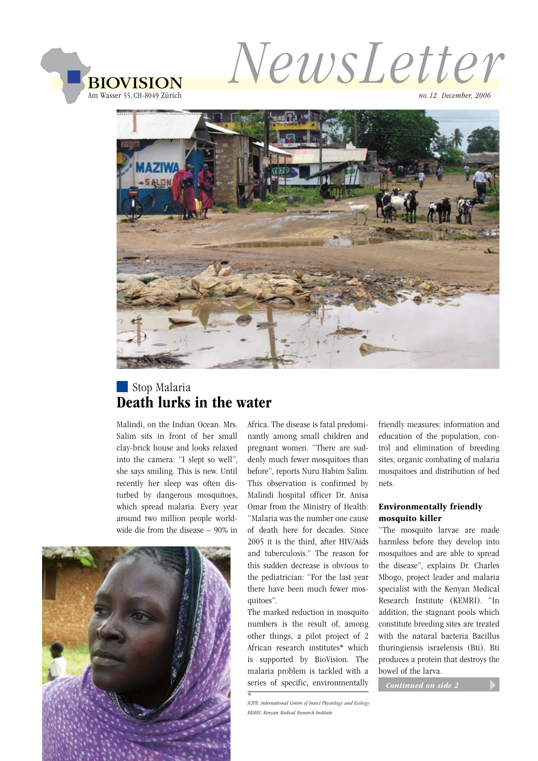BIOVISION
Am Wasser 55, CH-8049 Zürich

# NewsLetter

*no.12 December, 2006*

## Stop Malaria

# Death lurks in the water

Malindi, on the Indian Ocean. Mrs. Salim sits in front of her small clay-brick house and looks relaxed into the camera: "I slept so well", she says smiling. This is new. Until recently her sleep was often disturbed by dangerous mosquitoes, which spread malaria. Every year around two million people worldwide die from the disease – 90% in Africa. The disease is fatal predominantly among small children and pregnant women. "There are suddenly much fewer mosquitoes than before", reports Nuru Habim Salim. This observation is confirmed by Malindi hospital officer Dr. Anisa Omar from the Ministry of Health: "Malaria was the number one cause of death here for decades. Since 2005 it is the third, after HIV/Aids and tuberculosis." The reason for this sudden decrease is obvious to the pediatrician: "For the last year there have been much fewer mosquitoes".

The marked reduction in mosquito numbers is the result of, among other things, a pilot project of 2 African research institutes* which is supported by BioVision. The malaria problem is tackled with a series of specific, environmentally friendly measures: information and education of the population, control and elimination of breeding sites, organic combating of malaria mosquitoes and distribution of bed nets.

### Environmentally friendly mosquito killer

"The mosquito larvae are made harmless before they develop into mosquitoes and are able to spread the disease", explains Dr. Charles Mbogo, project leader and malaria specialist with the Kenyan Medical Research Institute (KEMRI). "In addition, the stagnant pools which constitute breeding sites are treated with the natural bacteria Bacillus thuringiensis israelensis (Bti). Bti produces a protein that destroys the bowel of the larva.

*Continued on side 2*

*
*ICIPE: International Centre of Insect Physiology and Ecology*
*KEMRI: Kenyan Medical Research Institute*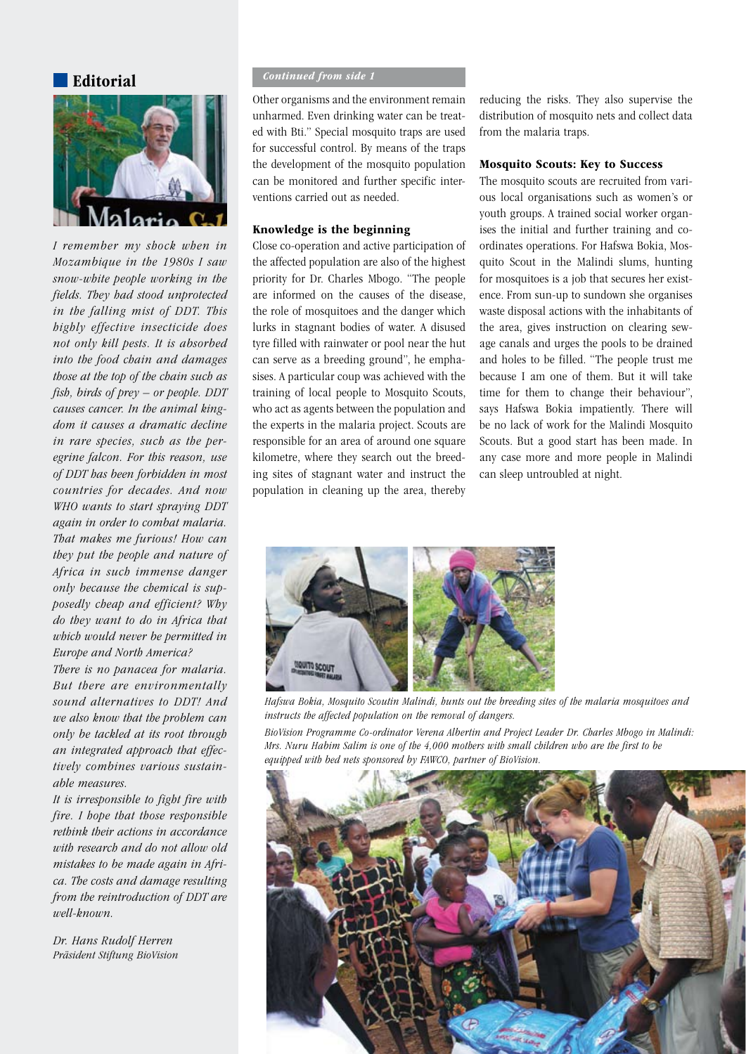## Editorial

*I remember my shock when in Mozambique in the 1980s I saw snow-white people working in the fields. They had stood unprotected in the falling mist of DDT. This highly effective insecticide does not only kill pests. It is absorbed into the food chain and damages those at the top of the chain such as fish, birds of prey – or people. DDT causes cancer. In the animal kingdom it causes a dramatic decline in rare species, such as the peregrine falcon. For this reason, use of DDT has been forbidden in most countries for decades. And now WHO wants to start spraying DDT again in order to combat malaria. That makes me furious! How can they put the people and nature of Africa in such immense danger only because the chemical is supposedly cheap and efficient? Why do they want to do in Africa that which would never be permitted in Europe and North America?*

*There is no panacea for malaria. But there are environmentally sound alternatives to DDT! And we also know that the problem can only be tackled at its root through an integrated approach that effectively combines various sustainable measures.*

*It is irresponsible to fight fire with fire. I hope that those responsible rethink their actions in accordance with research and do not allow old mistakes to be made again in Africa. The costs and damage resulting from the reintroduction of DDT are well-known.*

*Dr. Hans Rudolf Herren*
*Präsident Stiftung BioVision*

*Continued from side 1*

Other organisms and the environment remain unharmed. Even drinking water can be treated with Bti." Special mosquito traps are used for successful control. By means of the traps the development of the mosquito population can be monitored and further specific interventions carried out as needed.

### Knowledge is the beginning

Close co-operation and active participation of the affected population are also of the highest priority for Dr. Charles Mbogo. "The people are informed on the causes of the disease, the role of mosquitoes and the danger which lurks in stagnant bodies of water. A disused tyre filled with rainwater or pool near the hut can serve as a breeding ground", he emphasises. A particular coup was achieved with the training of local people to Mosquito Scouts, who act as agents between the population and the experts in the malaria project. Scouts are responsible for an area of around one square kilometre, where they search out the breeding sites of stagnant water and instruct the population in cleaning up the area, thereby reducing the risks. They also supervise the distribution of mosquito nets and collect data from the malaria traps.

### Mosquito Scouts: Key to Success

The mosquito scouts are recruited from various local organisations such as women's or youth groups. A trained social worker organises the initial and further training and coordinates operations. For Hafswa Bokia, Mosquito Scout in the Malindi slums, hunting for mosquitoes is a job that secures her existence. From sun-up to sundown she organises waste disposal actions with the inhabitants of the area, gives instruction on clearing sewage canals and urges the pools to be drained and holes to be filled. "The people trust me because I am one of them. But it will take time for them to change their behaviour", says Hafswa Bokia impatiently. There will be no lack of work for the Malindi Mosquito Scouts. But a good start has been made. In any case more and more people in Malindi can sleep untroubled at night.

*Hafswa Bokia, Mosquito Scoutin Malindi, hunts out the breeding sites of the malaria mosquitoes and instructs the affected population on the removal of dangers.*

*BioVision Programme Co-ordinator Verena Albertin and Project Leader Dr. Charles Mbogo in Malindi: Mrs. Nuru Habim Salim is one of the 4,000 mothers with small children who are the first to be equipped with bed nets sponsored by FAWCO, partner of BioVision.*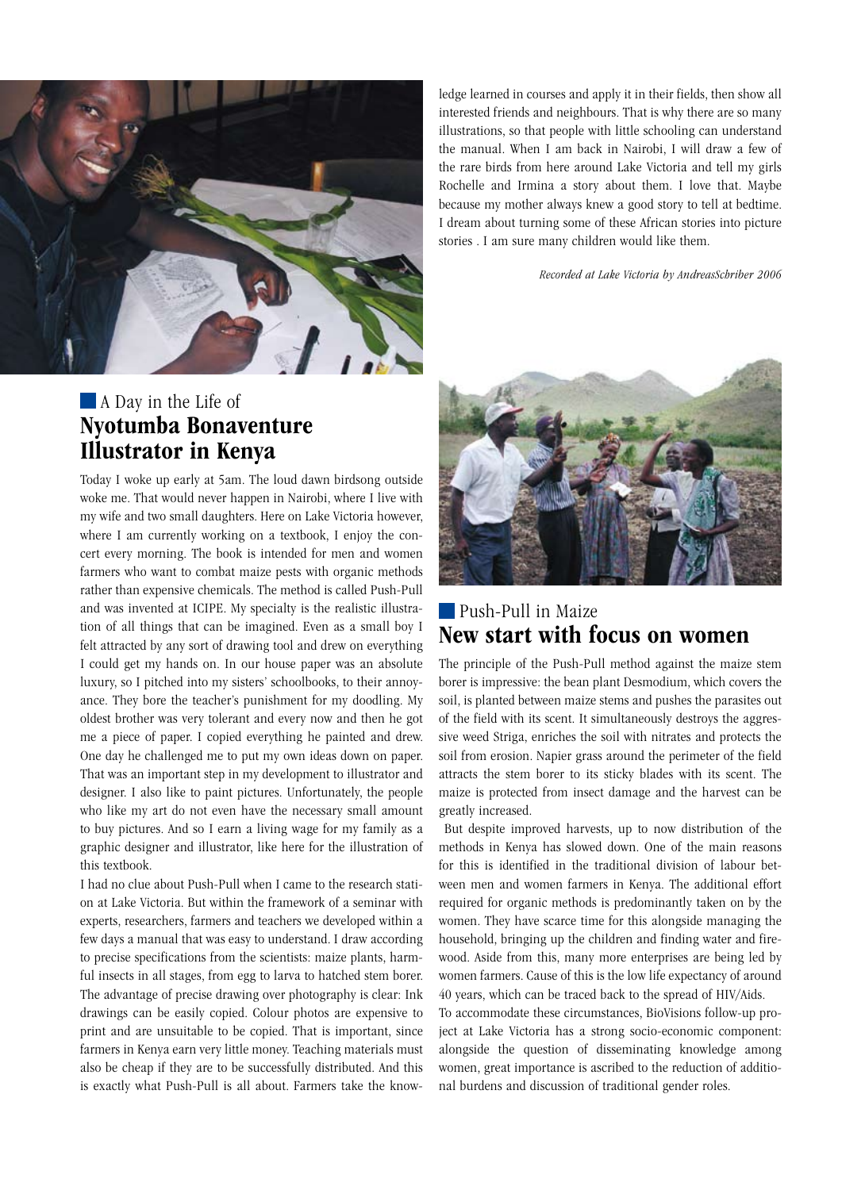## A Day in the Life of
# Nyotumba Bonaventure Illustrator in Kenya

Today I woke up early at 5am. The loud dawn birdsong outside woke me. That would never happen in Nairobi, where I live with my wife and two small daughters. Here on Lake Victoria however, where I am currently working on a textbook, I enjoy the concert every morning. The book is intended for men and women farmers who want to combat maize pests with organic methods rather than expensive chemicals. The method is called Push-Pull and was invented at ICIPE. My specialty is the realistic illustration of all things that can be imagined. Even as a small boy I felt attracted by any sort of drawing tool and drew on everything I could get my hands on. In our house paper was an absolute luxury, so I pitched into my sisters' schoolbooks, to their annoyance. They bore the teacher's punishment for my doodling. My oldest brother was very tolerant and every now and then he got me a piece of paper. I copied everything he painted and drew. One day he challenged me to put my own ideas down on paper. That was an important step in my development to illustrator and designer. I also like to paint pictures. Unfortunately, the people who like my art do not even have the necessary small amount to buy pictures. And so I earn a living wage for my family as a graphic designer and illustrator, like here for the illustration of this textbook.

I had no clue about Push-Pull when I came to the research station at Lake Victoria. But within the framework of a seminar with experts, researchers, farmers and teachers we developed within a few days a manual that was easy to understand. I draw according to precise specifications from the scientists: maize plants, harmful insects in all stages, from egg to larva to hatched stem borer. The advantage of precise drawing over photography is clear: Ink drawings can be easily copied. Colour photos are expensive to print and are unsuitable to be copied. That is important, since farmers in Kenya earn very little money. Teaching materials must also be cheap if they are to be successfully distributed. And this is exactly what Push-Pull is all about. Farmers take the knowledge learned in courses and apply it in their fields, then show all interested friends and neighbours. That is why there are so many illustrations, so that people with little schooling can understand the manual. When I am back in Nairobi, I will draw a few of the rare birds from here around Lake Victoria and tell my girls Rochelle and Irmina a story about them. I love that. Maybe because my mother always knew a good story to tell at bedtime. I dream about turning some of these African stories into picture stories . I am sure many children would like them.

*Recorded at Lake Victoria by AndreasSchriber 2006*

## Push-Pull in Maize
# New start with focus on women

The principle of the Push-Pull method against the maize stem borer is impressive: the bean plant Desmodium, which covers the soil, is planted between maize stems and pushes the parasites out of the field with its scent. It simultaneously destroys the aggressive weed Striga, enriches the soil with nitrates and protects the soil from erosion. Napier grass around the perimeter of the field attracts the stem borer to its sticky blades with its scent. The maize is protected from insect damage and the harvest can be greatly increased.

But despite improved harvests, up to now distribution of the methods in Kenya has slowed down. One of the main reasons for this is identified in the traditional division of labour between men and women farmers in Kenya. The additional effort required for organic methods is predominantly taken on by the women. They have scarce time for this alongside managing the household, bringing up the children and finding water and firewood. Aside from this, many more enterprises are being led by women farmers. Cause of this is the low life expectancy of around 40 years, which can be traced back to the spread of HIV/Aids.

To accommodate these circumstances, BioVisions follow-up project at Lake Victoria has a strong socio-economic component: alongside the question of disseminating knowledge among women, great importance is ascribed to the reduction of additional burdens and discussion of traditional gender roles.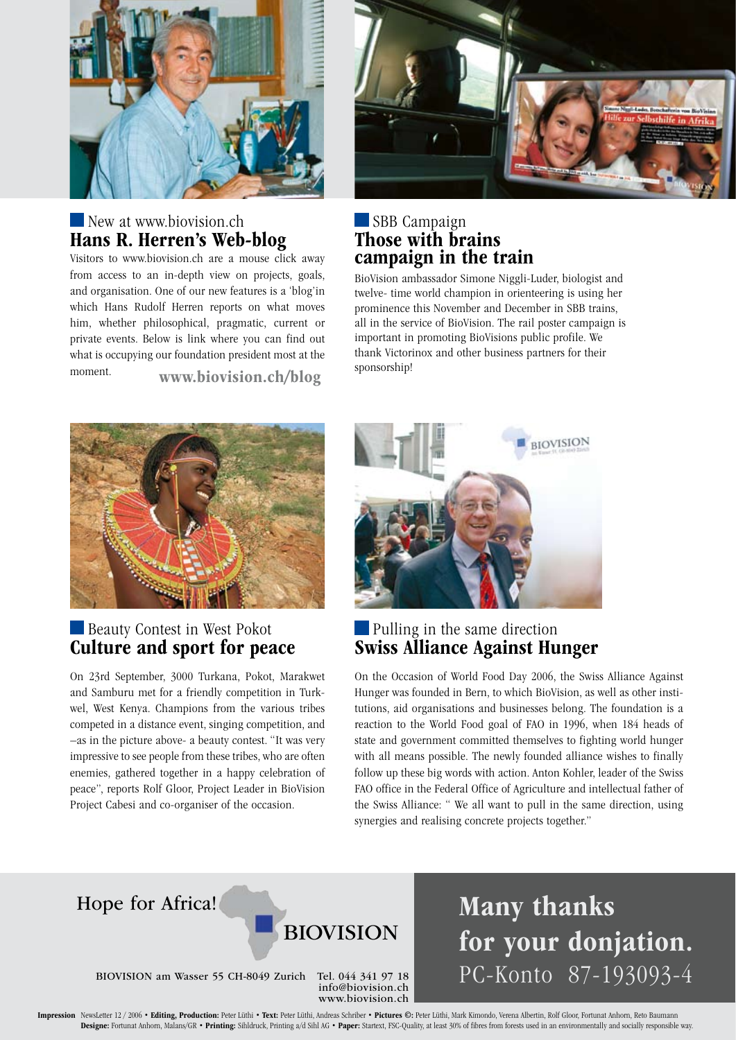New at www.biovision.ch

## Hans R. Herren's Web-blog

Visitors to www.biovision.ch are a mouse click away from access to an in-depth view on projects, goals, and organisation. One of our new features is a 'blog'in which Hans Rudolf Herren reports on what moves him, whether philosophical, pragmatic, current or private events. Below is link where you can find out what is occupying our foundation president most at the moment.

**www.biovision.ch/blog**

SBB Campaign

## Those with brains campaign in the train

BioVision ambassador Simone Niggli-Luder, biologist and twelve- time world champion in orienteering is using her prominence this November and December in SBB trains, all in the service of BioVision. The rail poster campaign is important in promoting BioVisions public profile. We thank Victorinox and other business partners for their sponsorship!

Beauty Contest in West Pokot

## Culture and sport for peace

On 23rd September, 3000 Turkana, Pokot, Marakwet and Samburu met for a friendly competition in Turkwel, West Kenya. Champions from the various tribes competed in a distance event, singing competition, and –as in the picture above- a beauty contest. "It was very impressive to see people from these tribes, who are often enemies, gathered together in a happy celebration of peace", reports Rolf Gloor, Project Leader in BioVision Project Cabesi and co-organiser of the occasion.

Pulling in the same direction

## Swiss Alliance Against Hunger

On the Occasion of World Food Day 2006, the Swiss Alliance Against Hunger was founded in Bern, to which BioVision, as well as other institutions, aid organisations and businesses belong. The foundation is a reaction to the World Food goal of FAO in 1996, when 184 heads of state and government committed themselves to fighting world hunger with all means possible. The newly founded alliance wishes to finally follow up these big words with action. Anton Kohler, leader of the Swiss FAO office in the Federal Office of Agriculture and intellectual father of the Swiss Alliance: " We all want to pull in the same direction, using synergies and realising concrete projects together."

Hope for Africa!

BIOVISION

BIOVISION am Wasser 55 CH-8049 Zurich Tel. 044 341 97 18
info@biovision.ch
www.biovision.ch

**Many thanks for your donjation.**
PC-Konto 87-193093-4

**Impression** NewsLetter 12 / 2006 • **Editing, Production:** Peter Lüthi • **Text:** Peter Lüthi, Andreas Schriber • **Pictures ©:** Peter Lüthi, Mark Kimondo, Verena Albertin, Rolf Gloor, Fortunat Anhorn, Reto Baumann
**Designe:** Fortunat Anhorn, Malans/GR • **Printing:** Sihldruck, Printing a/d Sihl AG • **Paper:** Startext, FSC-Quality, at least 30% of fibres from forests used in an environmentally and socially responsible way.